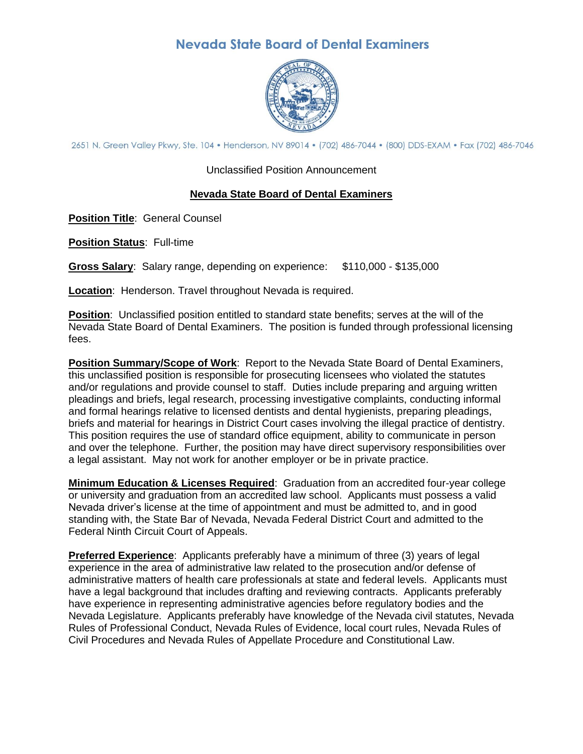# Nevada State Board of Dental Examiners

2651 N. Green Valley Pkwy, Ste. 104 • Henderson, NV 89014 • (702) 486-7044 • (800) DDS-EXAM • Fax (702) 486-7046

Unclassified Position Announcement

## Nevada State Board of Dental Examiners

**Position Title**: General Counsel

**Position Status**: Full-time

**Gross Salary**: Salary range, depending on experience: $110,000 - $135,000

**Location**: Henderson. Travel throughout Nevada is required.

**Position**: Unclassified position entitled to standard state benefits; serves at the will of the Nevada State Board of Dental Examiners. The position is funded through professional licensing fees.

**Position Summary/Scope of Work**: Report to the Nevada State Board of Dental Examiners, this unclassified position is responsible for prosecuting licensees who violated the statutes and/or regulations and provide counsel to staff. Duties include preparing and arguing written pleadings and briefs, legal research, processing investigative complaints, conducting informal and formal hearings relative to licensed dentists and dental hygienists, preparing pleadings, briefs and material for hearings in District Court cases involving the illegal practice of dentistry. This position requires the use of standard office equipment, ability to communicate in person and over the telephone. Further, the position may have direct supervisory responsibilities over a legal assistant. May not work for another employer or be in private practice.

**Minimum Education & Licenses Required**: Graduation from an accredited four-year college or university and graduation from an accredited law school. Applicants must possess a valid Nevada driver's license at the time of appointment and must be admitted to, and in good standing with, the State Bar of Nevada, Nevada Federal District Court and admitted to the Federal Ninth Circuit Court of Appeals.

**Preferred Experience**: Applicants preferably have a minimum of three (3) years of legal experience in the area of administrative law related to the prosecution and/or defense of administrative matters of health care professionals at state and federal levels. Applicants must have a legal background that includes drafting and reviewing contracts. Applicants preferably have experience in representing administrative agencies before regulatory bodies and the Nevada Legislature. Applicants preferably have knowledge of the Nevada civil statutes, Nevada Rules of Professional Conduct, Nevada Rules of Evidence, local court rules, Nevada Rules of Civil Procedures and Nevada Rules of Appellate Procedure and Constitutional Law.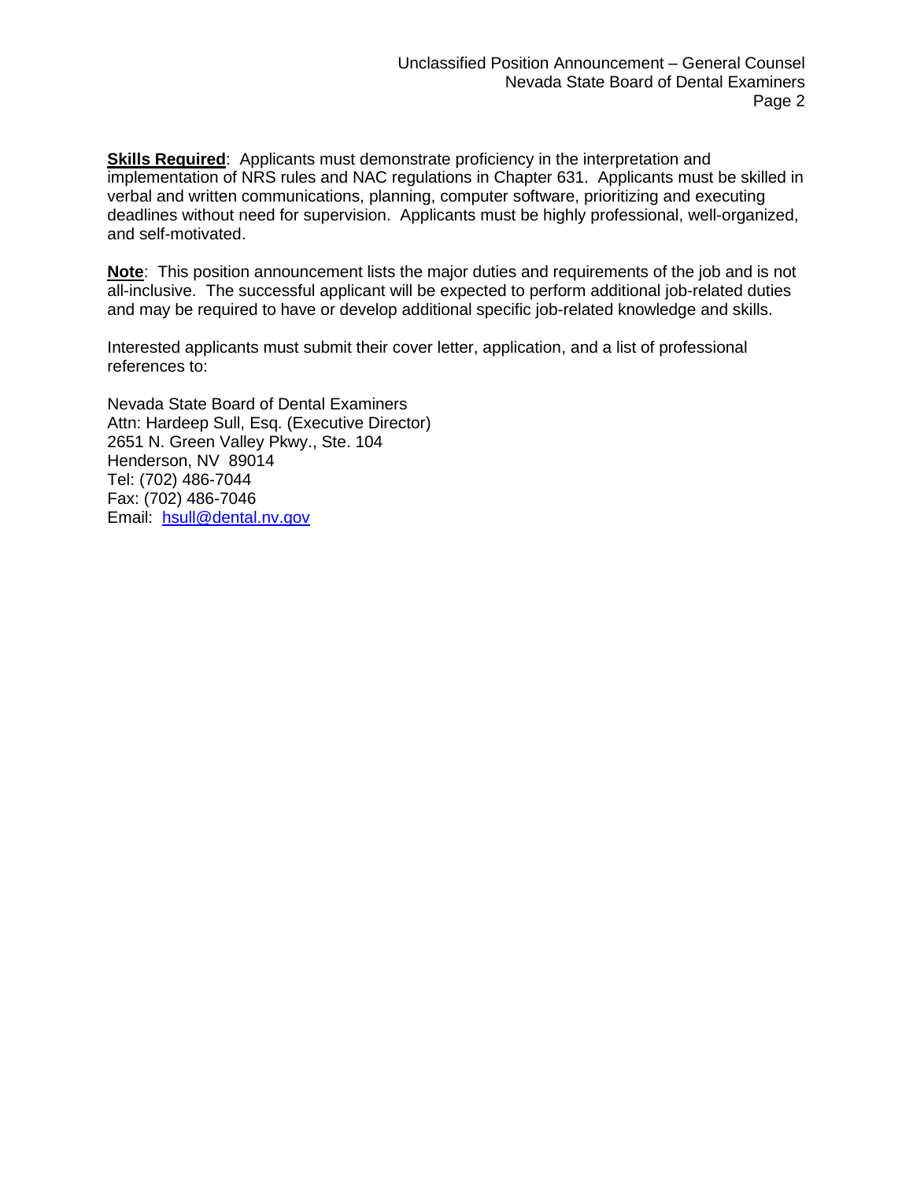**Skills Required**: Applicants must demonstrate proficiency in the interpretation and implementation of NRS rules and NAC regulations in Chapter 631. Applicants must be skilled in verbal and written communications, planning, computer software, prioritizing and executing deadlines without need for supervision. Applicants must be highly professional, well-organized, and self-motivated.

**Note**: This position announcement lists the major duties and requirements of the job and is not all-inclusive. The successful applicant will be expected to perform additional job-related duties and may be required to have or develop additional specific job-related knowledge and skills.

Interested applicants must submit their cover letter, application, and a list of professional references to:

Nevada State Board of Dental Examiners
Attn: Hardeep Sull, Esq. (Executive Director)
2651 N. Green Valley Pkwy., Ste. 104
Henderson, NV 89014
Tel: (702) 486-7044
Fax: (702) 486-7046
Email: hsull@dental.nv.gov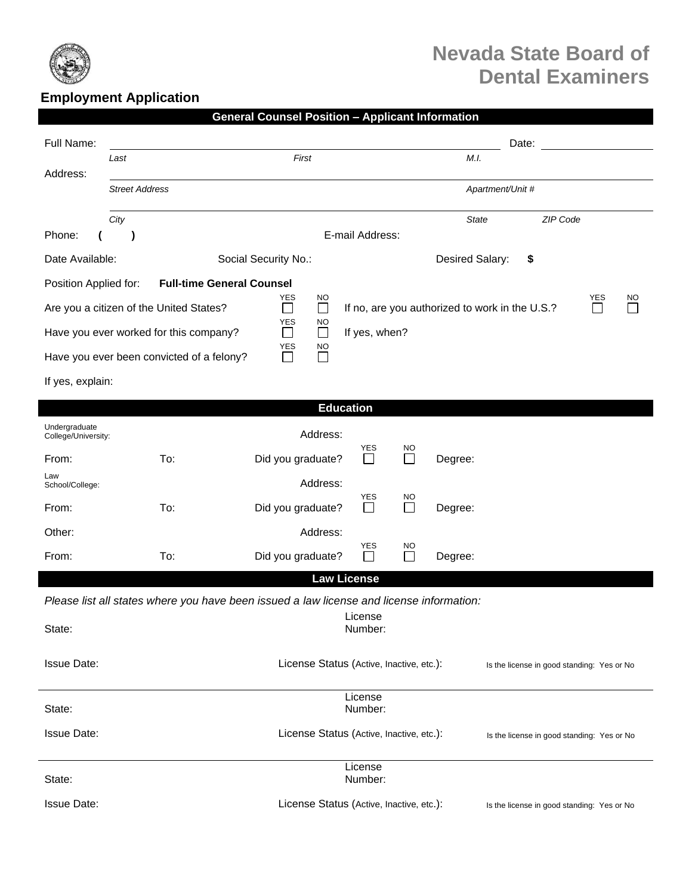# Nevada State Board of Dental Examiners

## Employment Application

### General Counsel Position – Applicant Information

Full Name: ______________________________ Date: __________

*Last* *First* *M.I.*

Address: ______________________________

*Street Address* *Apartment/Unit #*

______________________________

*City* *State* *ZIP Code*

Phone: ( ) E-mail Address:

Date Available: Social Security No.: Desired Salary: $

Position Applied for: **Full-time General Counsel**

Are you a citizen of the United States? YES ☐ NO ☐ If no, are you authorized to work in the U.S.? YES ☐ NO ☐

Have you ever worked for this company? YES ☐ NO ☐ If yes, when?

Have you ever been convicted of a felony? YES ☐ NO ☐

If yes, explain:

### Education

Undergraduate College/University: Address:

From: To: Did you graduate? YES ☐ NO ☐ Degree:

Law School/College: Address:

From: To: Did you graduate? YES ☐ NO ☐ Degree:

Other: Address:

From: To: Did you graduate? YES ☐ NO ☐ Degree:

### Law License

*Please list all states where you have been issued a law license and license information:*

State: License Number:

Issue Date: License Status (Active, Inactive, etc.): Is the license in good standing: Yes or No

---

State: License Number:

Issue Date: License Status (Active, Inactive, etc.): Is the license in good standing: Yes or No

---

State: License Number:

Issue Date: License Status (Active, Inactive, etc.): Is the license in good standing: Yes or No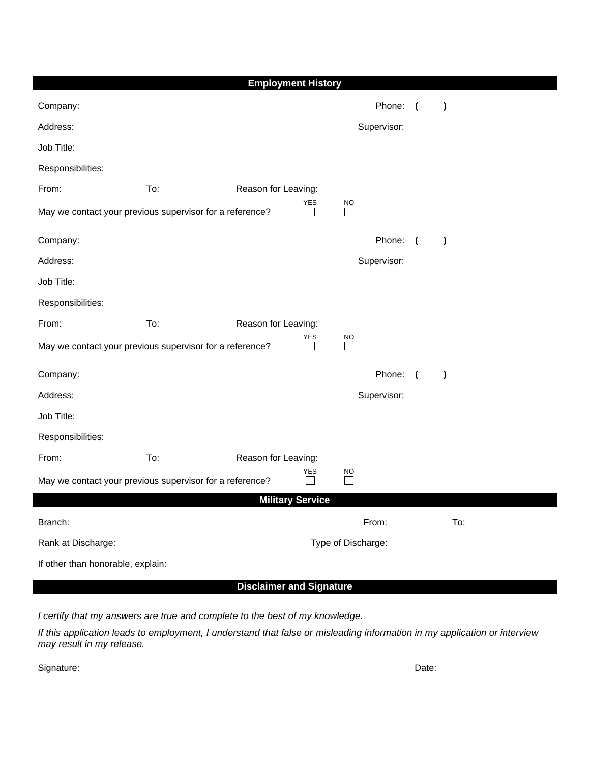## Employment History

Company: Phone: ( )

Address: Supervisor:

Job Title:

Responsibilities:

From: To: Reason for Leaving:

May we contact your previous supervisor for a reference? YES ☐ NO ☐

---

Company: Phone: ( )

Address: Supervisor:

Job Title:

Responsibilities:

From: To: Reason for Leaving:

May we contact your previous supervisor for a reference? YES ☐ NO ☐

---

Company: Phone: ( )

Address: Supervisor:

Job Title:

Responsibilities:

From: To: Reason for Leaving:

May we contact your previous supervisor for a reference? YES ☐ NO ☐

## Military Service

Branch: From: To:

Rank at Discharge: Type of Discharge:

If other than honorable, explain:

## Disclaimer and Signature

*I certify that my answers are true and complete to the best of my knowledge.*

*If this application leads to employment, I understand that false or misleading information in my application or interview may result in my release.*

Signature: ______________________________ Date: ______________